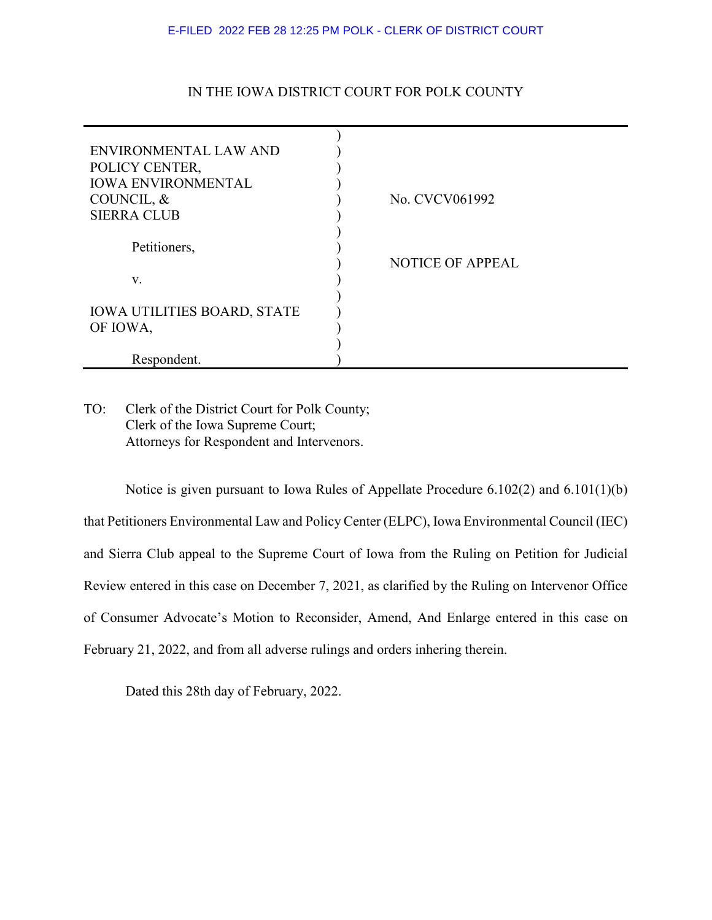E-FILED 2022 FEB 28 12:25 PM POLK - CLERK OF DISTRICT COURT

IN THE IOWA DISTRICT COURT FOR POLK COUNTY

| | |
|---|---|
| ENVIRONMENTAL LAW AND POLICY CENTER, IOWA ENVIRONMENTAL COUNCIL, & SIERRA CLUB<br><br>Petitioners,<br><br>v.<br><br>IOWA UTILITIES BOARD, STATE OF IOWA,<br><br>Respondent. | No. CVCV061992<br><br>NOTICE OF APPEAL |

TO: Clerk of the District Court for Polk County;
Clerk of the Iowa Supreme Court;
Attorneys for Respondent and Intervenors.

Notice is given pursuant to Iowa Rules of Appellate Procedure 6.102(2) and 6.101(1)(b) that Petitioners Environmental Law and Policy Center (ELPC), Iowa Environmental Council (IEC) and Sierra Club appeal to the Supreme Court of Iowa from the Ruling on Petition for Judicial Review entered in this case on December 7, 2021, as clarified by the Ruling on Intervenor Office of Consumer Advocate's Motion to Reconsider, Amend, And Enlarge entered in this case on February 21, 2022, and from all adverse rulings and orders inhering therein.

Dated this 28th day of February, 2022.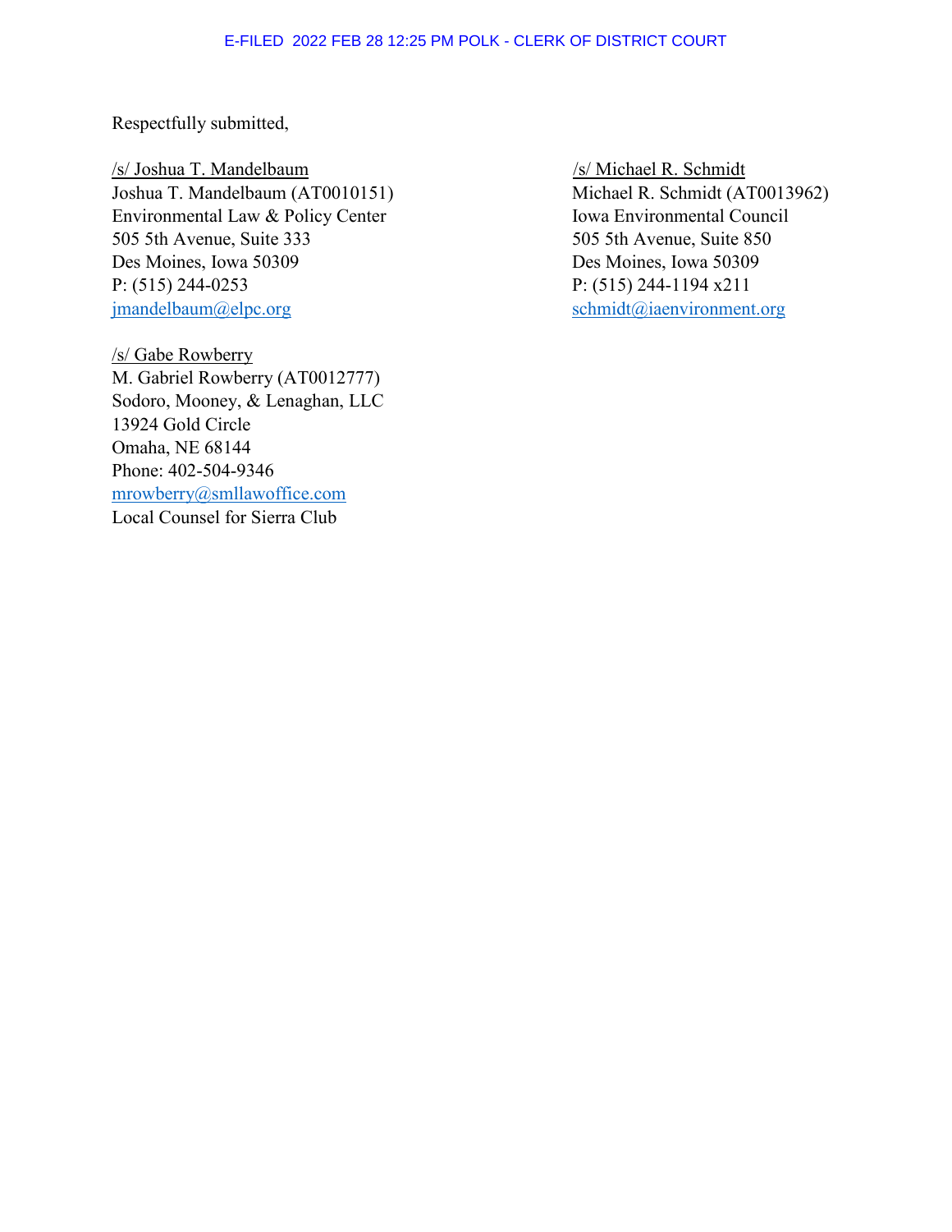Respectfully submitted,

/s/ Joshua T. Mandelbaum
Joshua T. Mandelbaum (AT0010151)
Environmental Law & Policy Center
505 5th Avenue, Suite 333
Des Moines, Iowa 50309
P: (515) 244-0253
jmandelbaum@elpc.org

/s/ Michael R. Schmidt
Michael R. Schmidt (AT0013962)
Iowa Environmental Council
505 5th Avenue, Suite 850
Des Moines, Iowa 50309
P: (515) 244-1194 x211
schmidt@iaenvironment.org

/s/ Gabe Rowberry
M. Gabriel Rowberry (AT0012777)
Sodoro, Mooney, & Lenaghan, LLC
13924 Gold Circle
Omaha, NE 68144
Phone: 402-504-9346
mrowberry@smllawoffice.com
Local Counsel for Sierra Club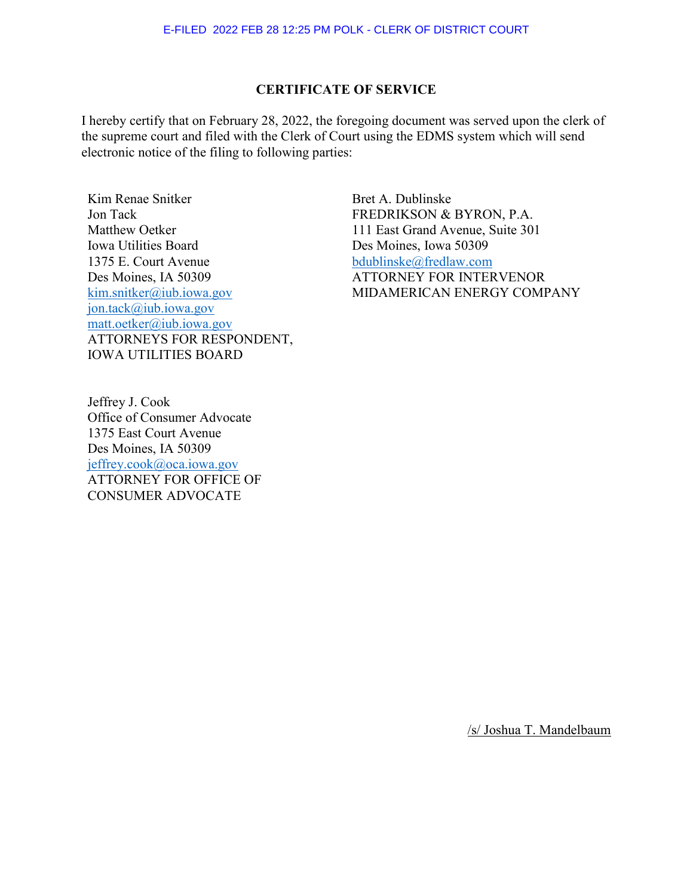E-FILED 2022 FEB 28 12:25 PM POLK - CLERK OF DISTRICT COURT

## CERTIFICATE OF SERVICE

I hereby certify that on February 28, 2022, the foregoing document was served upon the clerk of the supreme court and filed with the Clerk of Court using the EDMS system which will send electronic notice of the filing to following parties:

Kim Renae Snitker
Jon Tack
Matthew Oetker
Iowa Utilities Board
1375 E. Court Avenue
Des Moines, IA 50309
kim.snitker@iub.iowa.gov
jon.tack@iub.iowa.gov
matt.oetker@iub.iowa.gov
ATTORNEYS FOR RESPONDENT,
IOWA UTILITIES BOARD

Bret A. Dublinske
FREDRIKSON & BYRON, P.A.
111 East Grand Avenue, Suite 301
Des Moines, Iowa 50309
bdublinske@fredlaw.com
ATTORNEY FOR INTERVENOR
MIDAMERICAN ENERGY COMPANY

Jeffrey J. Cook
Office of Consumer Advocate
1375 East Court Avenue
Des Moines, IA 50309
jeffrey.cook@oca.iowa.gov
ATTORNEY FOR OFFICE OF
CONSUMER ADVOCATE

/s/ Joshua T. Mandelbaum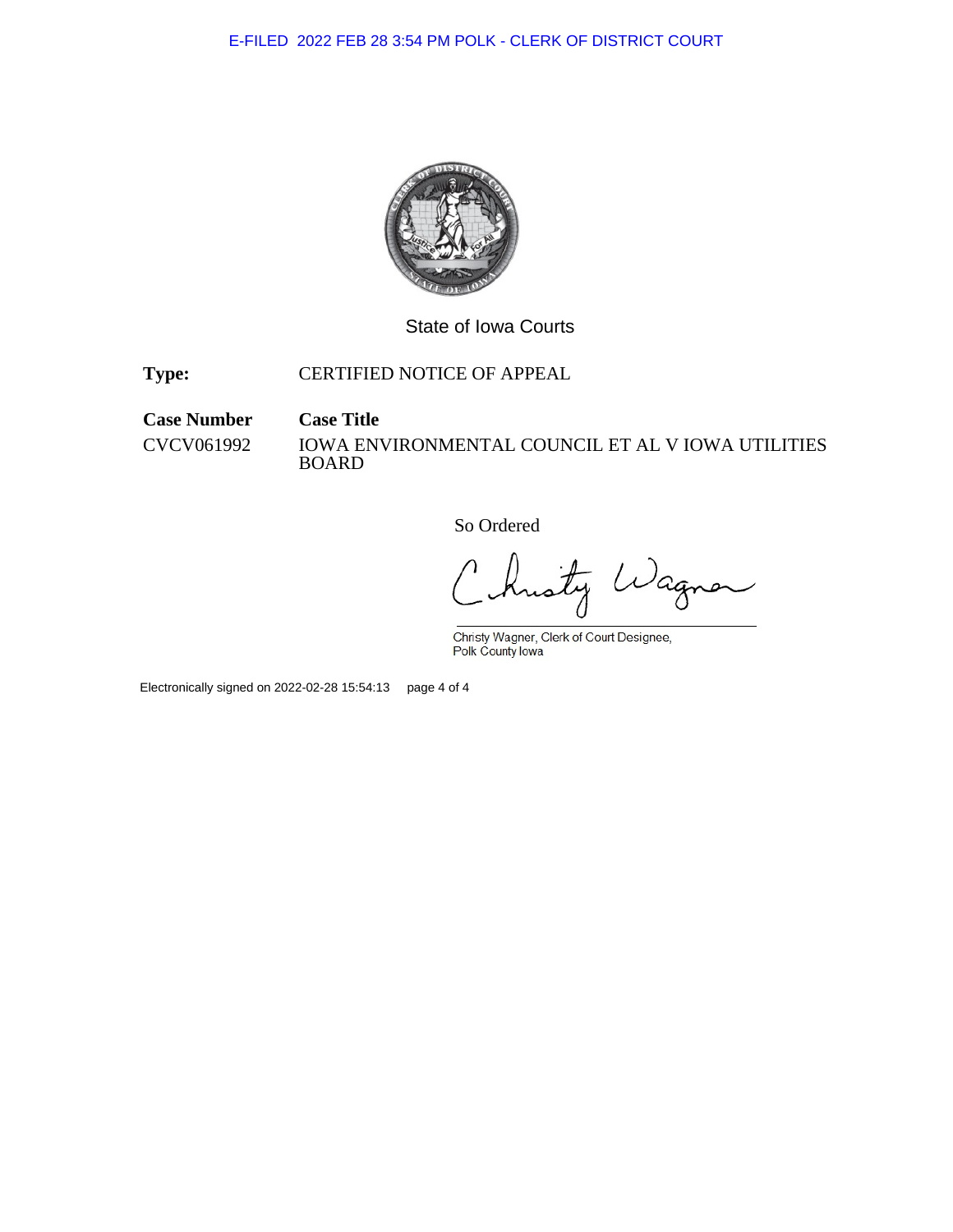E-FILED 2022 FEB 28 3:54 PM POLK - CLERK OF DISTRICT COURT

State of Iowa Courts

**Type:** CERTIFIED NOTICE OF APPEAL

| **Case Number** | **Case Title** |
|---|---|
| CVCV061992 | IOWA ENVIRONMENTAL COUNCIL ET AL V IOWA UTILITIES BOARD |

So Ordered

Christy Wagner, Clerk of Court Designee,
Polk County Iowa

Electronically signed on 2022-02-28 15:54:13